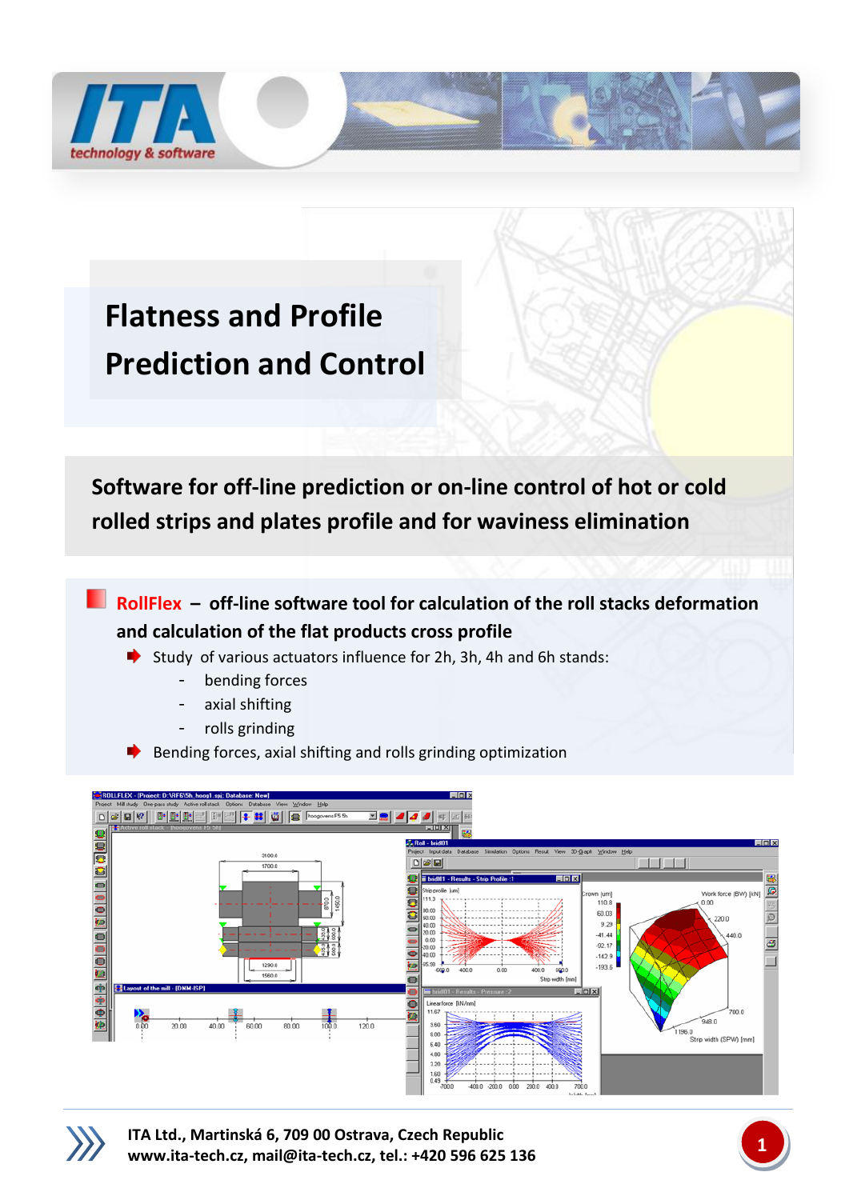# Flatness and Profile Prediction and Control

## Software for off-line prediction or on-line control of hot or cold rolled strips and plates profile and for waviness elimination

**RollFlex – off-line software tool for calculation of the roll stacks deformation and calculation of the flat products cross profile**

- Study of various actuators influence for 2h, 3h, 4h and 6h stands:
  - bending forces
  - axial shifting
  - rolls grinding
- Bending forces, axial shifting and rolls grinding optimization

**ITA Ltd., Martinská 6, 709 00 Ostrava, Czech Republic**
**www.ita-tech.cz, mail@ita-tech.cz, tel.: +420 596 625 136**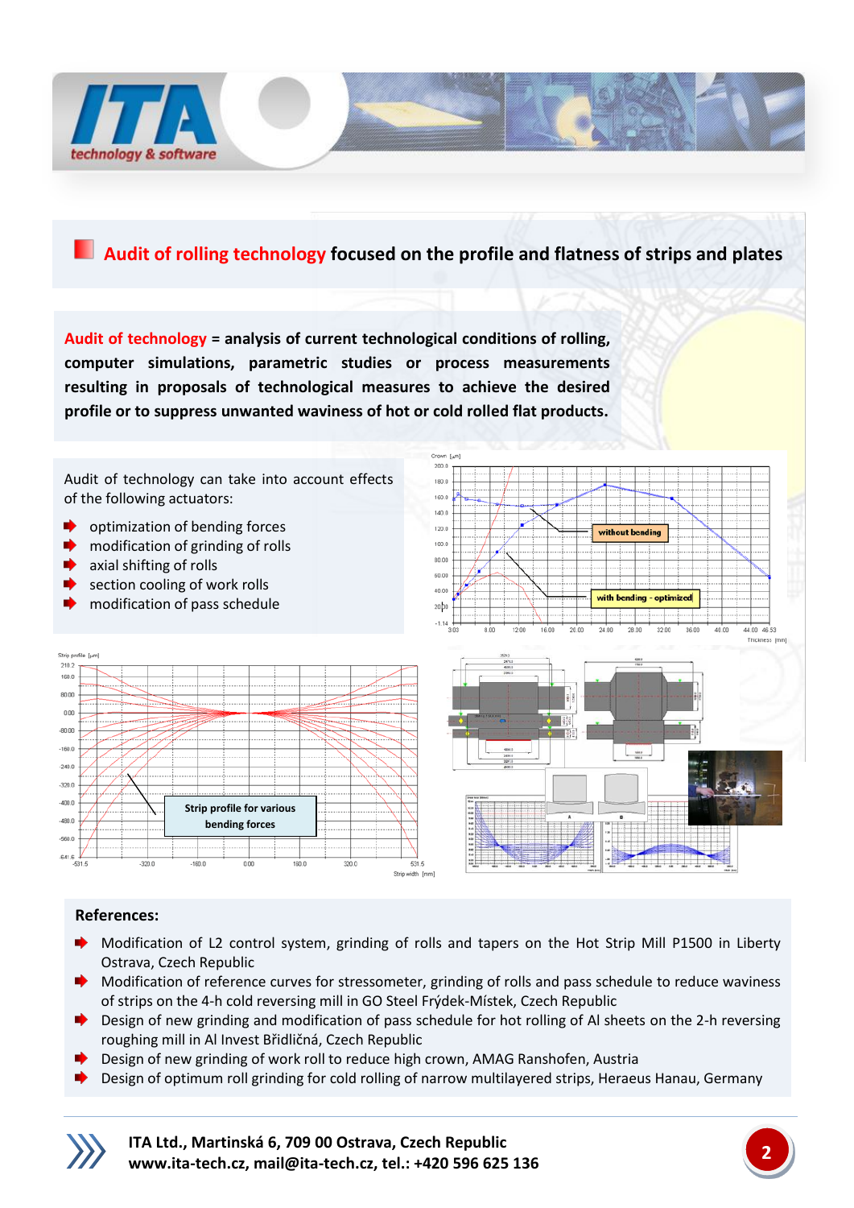## Audit of rolling technology focused on the profile and flatness of strips and plates

**Audit of technology = analysis of current technological conditions of rolling, computer simulations, parametric studies or process measurements resulting in proposals of technological measures to achieve the desired profile or to suppress unwanted waviness of hot or cold rolled flat products.**

Audit of technology can take into account effects of the following actuators:

- optimization of bending forces
- modification of grinding of rolls
- axial shifting of rolls
- section cooling of work rolls
- modification of pass schedule

without bending

with bending - optimized

Strip profile for various bending forces

**References:**

- Modification of L2 control system, grinding of rolls and tapers on the Hot Strip Mill P1500 in Liberty Ostrava, Czech Republic
- Modification of reference curves for stressometer, grinding of rolls and pass schedule to reduce waviness of strips on the 4-h cold reversing mill in GO Steel Frýdek-Místek, Czech Republic
- Design of new grinding and modification of pass schedule for hot rolling of Al sheets on the 2-h reversing roughing mill in Al Invest Břidličná, Czech Republic
- Design of new grinding of work roll to reduce high crown, AMAG Ranshofen, Austria
- Design of optimum roll grinding for cold rolling of narrow multilayered strips, Heraeus Hanau, Germany

**ITA Ltd., Martinská 6, 709 00 Ostrava, Czech Republic**
**www.ita-tech.cz, mail@ita-tech.cz, tel.: +420 596 625 136**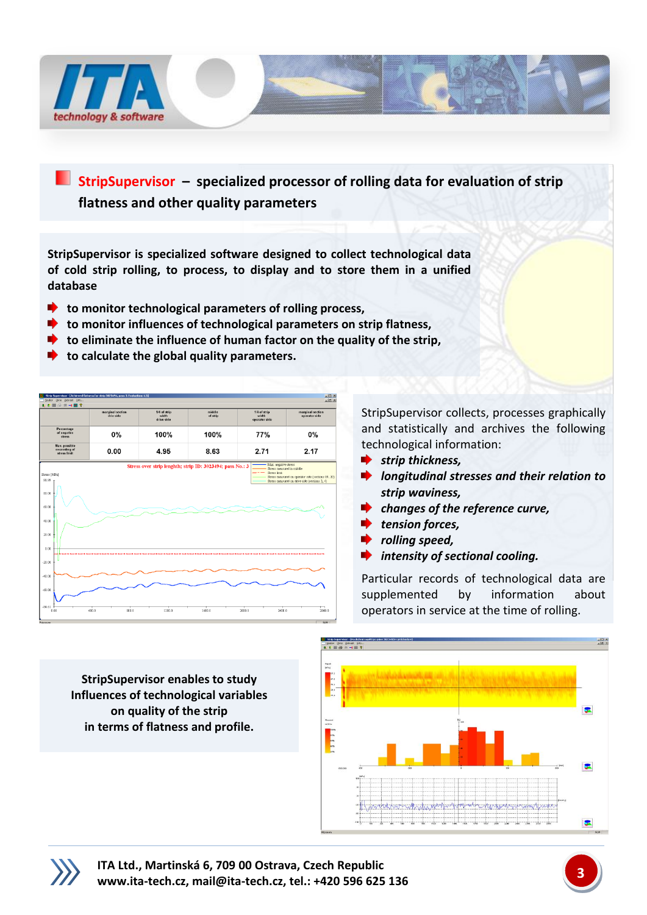# StripSupervisor – specialized processor of rolling data for evaluation of strip flatness and other quality parameters

**StripSupervisor is specialized software designed to collect technological data of cold strip rolling, to process, to display and to store them in a unified database**

- **to monitor technological parameters of rolling process,**
- **to monitor influences of technological parameters on strip flatness,**
- **to eliminate the influence of human factor on the quality of the strip,**
- **to calculate the global quality parameters.**

StripSupervisor collects, processes graphically and statistically and archives the following technological information:

- ***strip thickness,***
- ***longitudinal stresses and their relation to strip waviness,***
- ***changes of the reference curve,***
- ***tension forces,***
- ***rolling speed,***
- ***intensity of sectional cooling.***

Particular records of technological data are supplemented by information about operators in service at the time of rolling.

**StripSupervisor enables to study Influences of technological variables on quality of the strip in terms of flatness and profile.**

**ITA Ltd., Martinská 6, 709 00 Ostrava, Czech Republic**
**www.ita-tech.cz, mail@ita-tech.cz, tel.: +420 596 625 136**